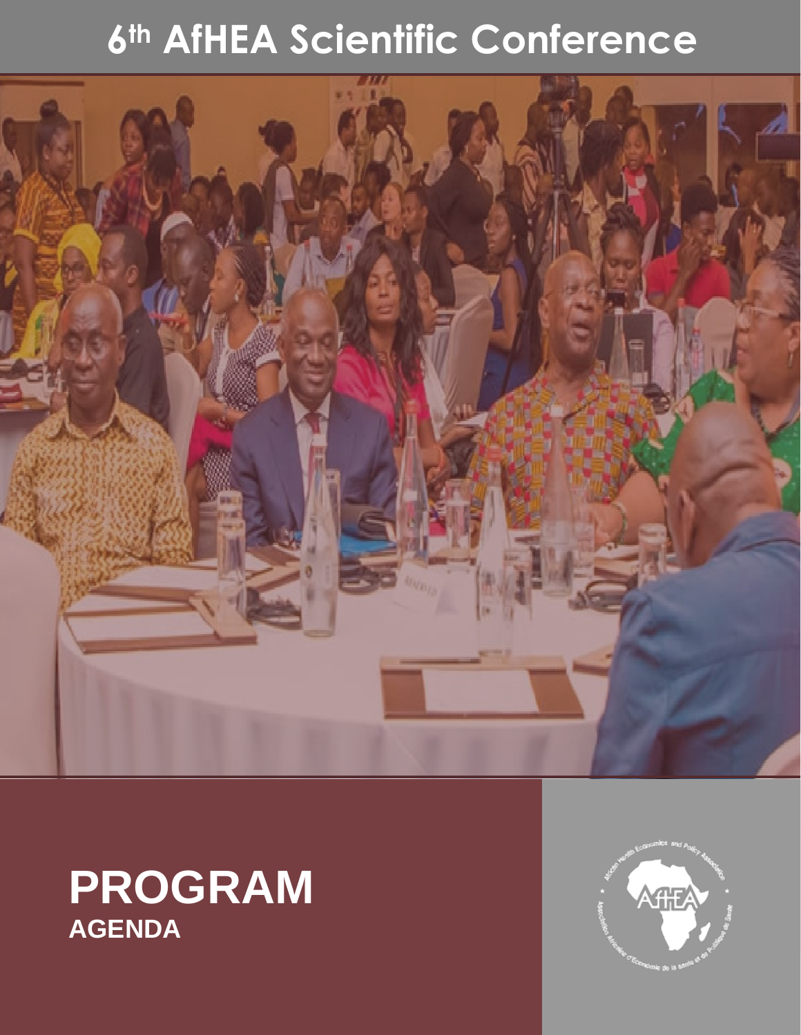# 6th AfHEA Scientific Conference

# PROGRAM

## AGENDA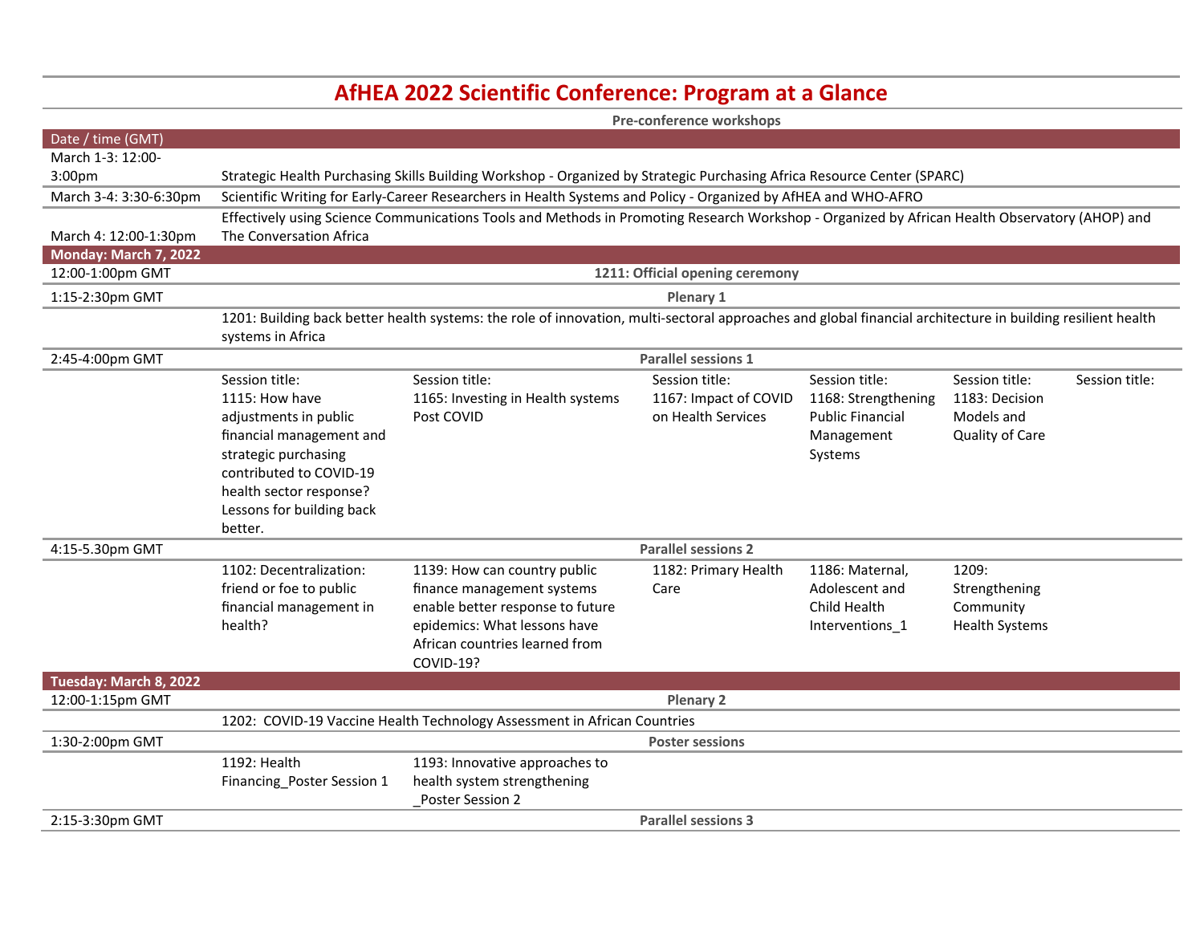# AfHEA 2022 Scientific Conference: Program at a Glance

| Date / time (GMT) | | | | | | |
|---|---|---|---|---|---|---|
| | **Pre-conference workshops** | | | | | |
| March 1-3: 12:00-3:00pm | Strategic Health Purchasing Skills Building Workshop - Organized by Strategic Purchasing Africa Resource Center (SPARC) | | | | | |
| March 3-4: 3:30-6:30pm | Scientific Writing for Early-Career Researchers in Health Systems and Policy - Organized by AfHEA and WHO-AFRO | | | | | |
| March 4: 12:00-1:30pm | Effectively using Science Communications Tools and Methods in Promoting Research Workshop - Organized by African Health Observatory (AHOP) and The Conversation Africa | | | | | |
| **Monday: March 7, 2022** | | | | | | |
| 12:00-1:00pm GMT | **1211: Official opening ceremony** | | | | | |
| 1:15-2:30pm GMT | **Plenary 1** | | | | | |
| | 1201: Building back better health systems: the role of innovation, multi-sectoral approaches and global financial architecture in building resilient health systems in Africa | | | | | |
| 2:45-4:00pm GMT | **Parallel sessions 1** | | | | | |
| | Session title: 1115: How have adjustments in public financial management and strategic purchasing contributed to COVID-19 health sector response? Lessons for building back better. | Session title: 1165: Investing in Health systems Post COVID | Session title: 1167: Impact of COVID on Health Services | Session title: 1168: Strengthening Public Financial Management Systems | Session title: 1183: Decision Models and Quality of Care | Session title: |
| 4:15-5.30pm GMT | **Parallel sessions 2** | | | | | |
| | 1102: Decentralization: friend or foe to public financial management in health? | 1139: How can country public finance management systems enable better response to future epidemics: What lessons have African countries learned from COVID-19? | 1182: Primary Health Care | 1186: Maternal, Adolescent and Child Health Interventions_1 | 1209: Strengthening Community Health Systems | |
| **Tuesday: March 8, 2022** | | | | | | |
| 12:00-1:15pm GMT | **Plenary 2** | | | | | |
| | 1202: COVID-19 Vaccine Health Technology Assessment in African Countries | | | | | |
| 1:30-2:00pm GMT | **Poster sessions** | | | | | |
| | 1192: Health Financing_Poster Session 1 | 1193: Innovative approaches to health system strengthening _Poster Session 2 | | | | |
| 2:15-3:30pm GMT | **Parallel sessions 3** | | | | | |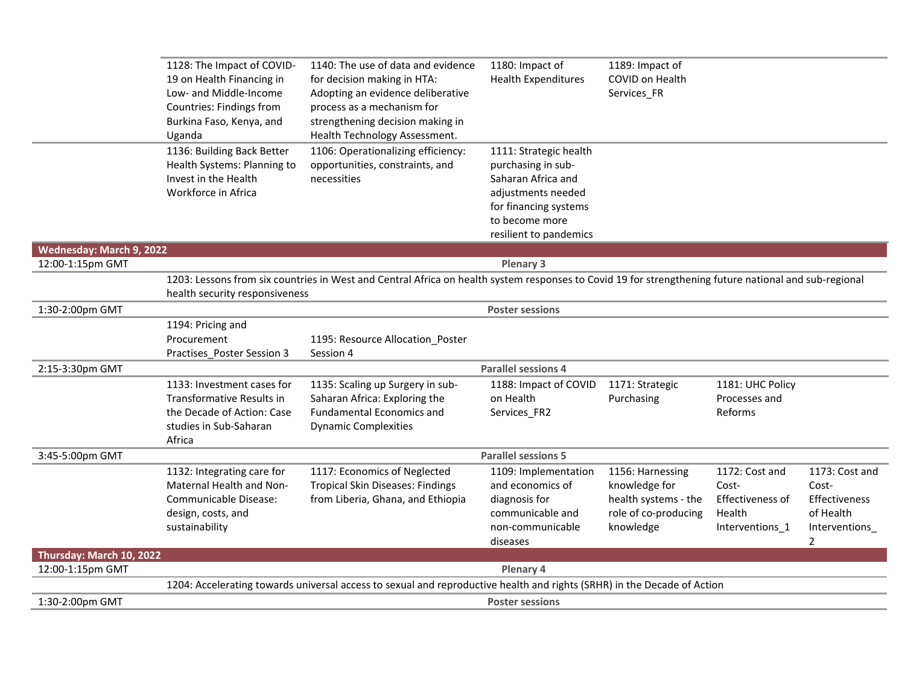| | | | | | | |
|---|---|---|---|---|---|---|
| | 1128: The Impact of COVID-19 on Health Financing in Low- and Middle-Income Countries: Findings from Burkina Faso, Kenya, and Uganda | 1140: The use of data and evidence for decision making in HTA: Adopting an evidence deliberative process as a mechanism for strengthening decision making in Health Technology Assessment. | 1180: Impact of Health Expenditures | 1189: Impact of COVID on Health Services_FR | | |
| | 1136: Building Back Better Health Systems: Planning to Invest in the Health Workforce in Africa | 1106: Operationalizing efficiency: opportunities, constraints, and necessities | 1111: Strategic health purchasing in sub-Saharan Africa and adjustments needed for financing systems to become more resilient to pandemics | | | |
| **Wednesday: March 9, 2022** | | | | | | |
| 12:00-1:15pm GMT | | | **Plenary 3** | | | |
| | 1203: Lessons from six countries in West and Central Africa on health system responses to Covid 19 for strengthening future national and sub-regional health security responsiveness | | | | | |
| 1:30-2:00pm GMT | | | **Poster sessions** | | | |
| | 1194: Pricing and Procurement Practises_Poster Session 3 | 1195: Resource Allocation_Poster Session 4 | | | | |
| 2:15-3:30pm GMT | | | **Parallel sessions 4** | | | |
| | 1133: Investment cases for Transformative Results in the Decade of Action: Case studies in Sub-Saharan Africa | 1135: Scaling up Surgery in sub-Saharan Africa: Exploring the Fundamental Economics and Dynamic Complexities | 1188: Impact of COVID on Health Services_FR2 | 1171: Strategic Purchasing | 1181: UHC Policy Processes and Reforms | |
| 3:45-5:00pm GMT | | | **Parallel sessions 5** | | | |
| | 1132: Integrating care for Maternal Health and Non-Communicable Disease: design, costs, and sustainability | 1117: Economics of Neglected Tropical Skin Diseases: Findings from Liberia, Ghana, and Ethiopia | 1109: Implementation and economics of diagnosis for communicable and non-communicable diseases | 1156: Harnessing knowledge for health systems - the role of co-producing knowledge | 1172: Cost and Cost-Effectiveness of Health Interventions_1 | 1173: Cost and Cost-Effectiveness of Health Interventions_2 |
| **Thursday: March 10, 2022** | | | | | | |
| 12:00-1:15pm GMT | | | **Plenary 4** | | | |
| | 1204: Accelerating towards universal access to sexual and reproductive health and rights (SRHR) in the Decade of Action | | | | | |
| 1:30-2:00pm GMT | | | **Poster sessions** | | | |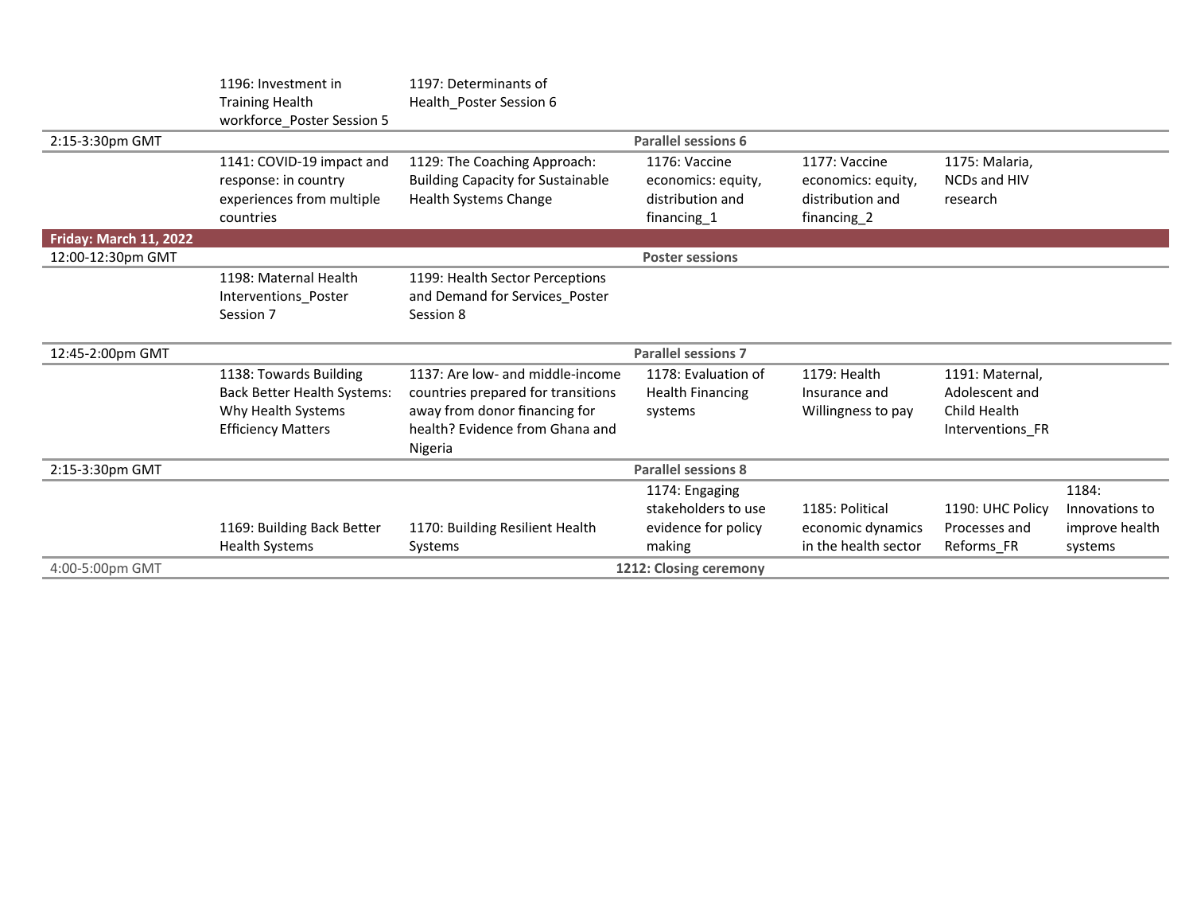| | | | | | | |
|---|---|---|---|---|---|---|
| | 1196: Investment in Training Health workforce_Poster Session 5 | 1197: Determinants of Health_Poster Session 6 | | | | |
| 2:15-3:30pm GMT | | | **Parallel sessions 6** | | | |
| | 1141: COVID-19 impact and response: in country experiences from multiple countries | 1129: The Coaching Approach: Building Capacity for Sustainable Health Systems Change | 1176: Vaccine economics: equity, distribution and financing_1 | 1177: Vaccine economics: equity, distribution and financing_2 | 1175: Malaria, NCDs and HIV research | |
| **Friday: March 11, 2022** | | | | | | |
| 12:00-12:30pm GMT | | | **Poster sessions** | | | |
| | 1198: Maternal Health Interventions_Poster Session 7 | 1199: Health Sector Perceptions and Demand for Services_Poster Session 8 | | | | |
| 12:45-2:00pm GMT | | | **Parallel sessions 7** | | | |
| | 1138: Towards Building Back Better Health Systems: Why Health Systems Efficiency Matters | 1137: Are low- and middle-income countries prepared for transitions away from donor financing for health? Evidence from Ghana and Nigeria | 1178: Evaluation of Health Financing systems | 1179: Health Insurance and Willingness to pay | 1191: Maternal, Adolescent and Child Health Interventions_FR | |
| 2:15-3:30pm GMT | | | **Parallel sessions 8** | | | |
| | 1169: Building Back Better Health Systems | 1170: Building Resilient Health Systems | 1174: Engaging stakeholders to use evidence for policy making | 1185: Political economic dynamics in the health sector | 1190: UHC Policy Processes and Reforms_FR | 1184: Innovations to improve health systems |
| 4:00-5:00pm GMT | | | **1212: Closing ceremony** | | | |